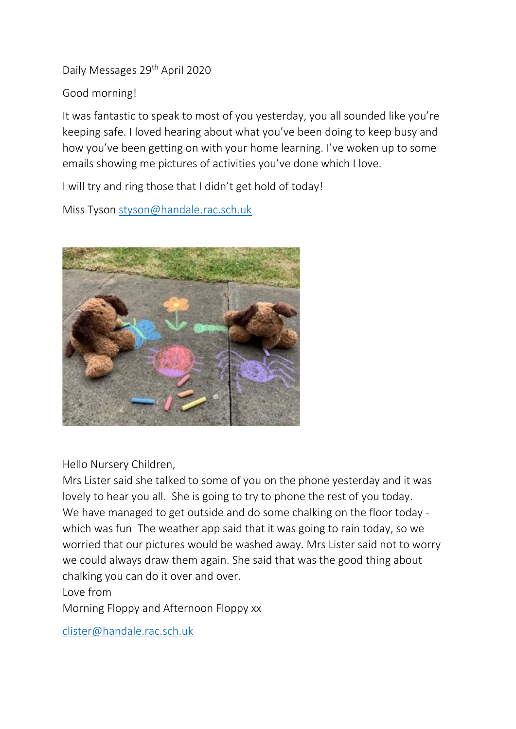Daily Messages 29th April 2020

Good morning!

It was fantastic to speak to most of you yesterday, you all sounded like you're keeping safe. I loved hearing about what you've been doing to keep busy and how you've been getting on with your home learning. I've woken up to some emails showing me pictures of activities you've done which I love.

I will try and ring those that I didn't get hold of today!

Miss Tyson styson@handale.rac.sch.uk

Hello Nursery Children,
Mrs Lister said she talked to some of you on the phone yesterday and it was lovely to hear you all. She is going to try to phone the rest of you today.
We have managed to get outside and do some chalking on the floor today - which was fun The weather app said that it was going to rain today, so we worried that our pictures would be washed away. Mrs Lister said not to worry we could always draw them again. She said that was the good thing about chalking you can do it over and over.
Love from
Morning Floppy and Afternoon Floppy xx

clister@handale.rac.sch.uk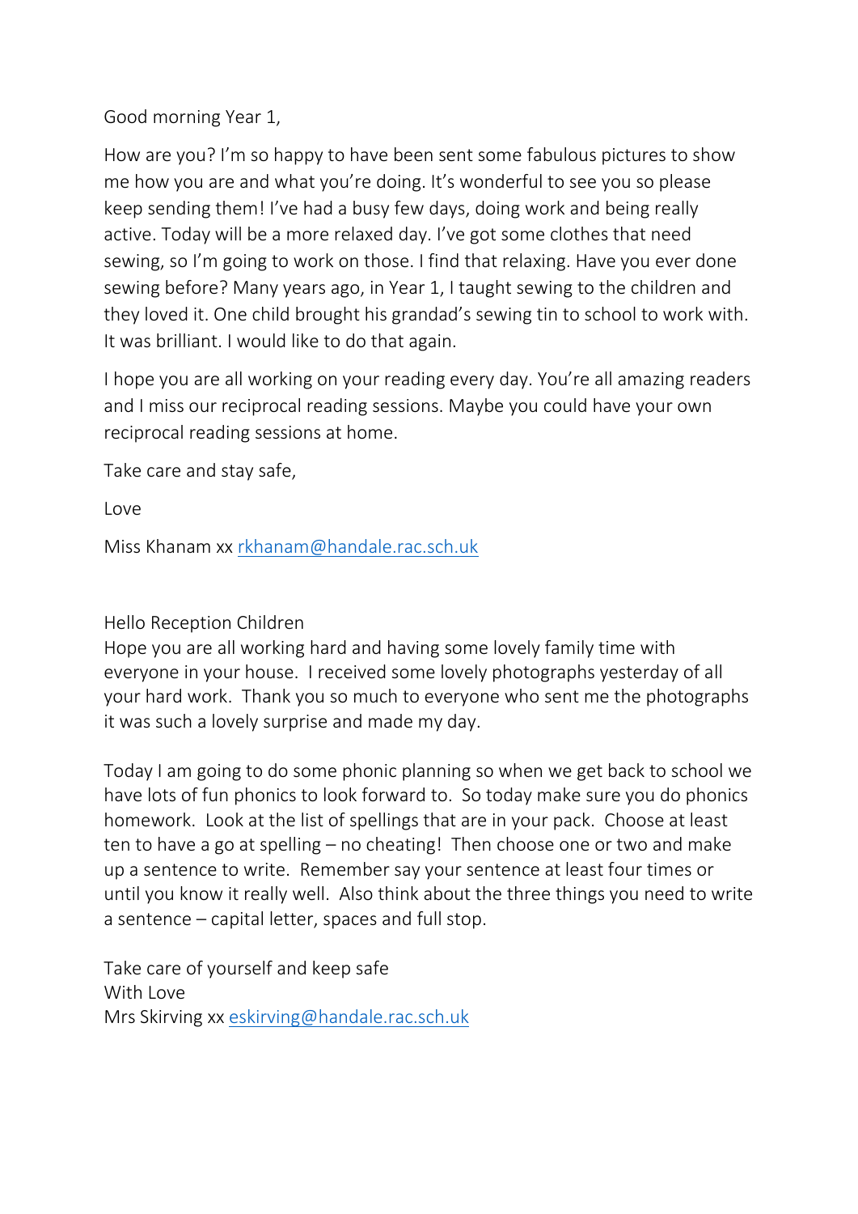Good morning Year 1,

How are you? I'm so happy to have been sent some fabulous pictures to show me how you are and what you're doing. It's wonderful to see you so please keep sending them! I've had a busy few days, doing work and being really active. Today will be a more relaxed day. I've got some clothes that need sewing, so I'm going to work on those. I find that relaxing. Have you ever done sewing before? Many years ago, in Year 1, I taught sewing to the children and they loved it. One child brought his grandad's sewing tin to school to work with. It was brilliant. I would like to do that again.

I hope you are all working on your reading every day. You're all amazing readers and I miss our reciprocal reading sessions. Maybe you could have your own reciprocal reading sessions at home.

Take care and stay safe,

Love

Miss Khanam xx rkhanam@handale.rac.sch.uk

Hello Reception Children
Hope you are all working hard and having some lovely family time with everyone in your house. I received some lovely photographs yesterday of all your hard work. Thank you so much to everyone who sent me the photographs it was such a lovely surprise and made my day.

Today I am going to do some phonic planning so when we get back to school we have lots of fun phonics to look forward to. So today make sure you do phonics homework. Look at the list of spellings that are in your pack. Choose at least ten to have a go at spelling – no cheating! Then choose one or two and make up a sentence to write. Remember say your sentence at least four times or until you know it really well. Also think about the three things you need to write a sentence – capital letter, spaces and full stop.

Take care of yourself and keep safe
With Love
Mrs Skirving xx eskirving@handale.rac.sch.uk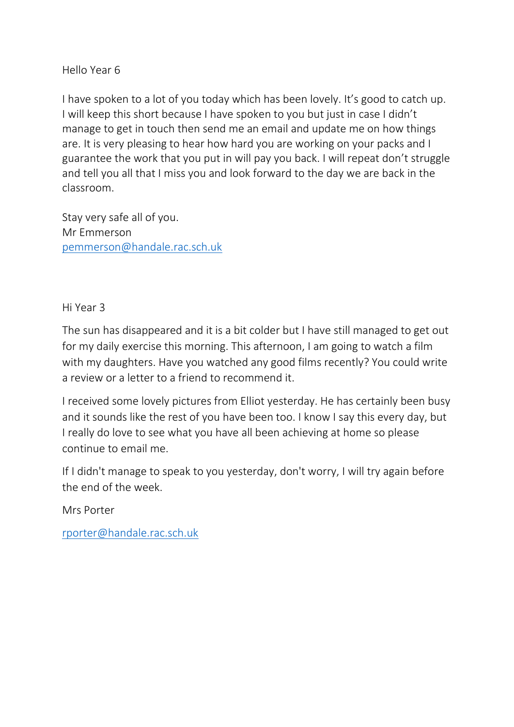Hello Year 6

I have spoken to a lot of you today which has been lovely. It's good to catch up. I will keep this short because I have spoken to you but just in case I didn't manage to get in touch then send me an email and update me on how things are. It is very pleasing to hear how hard you are working on your packs and I guarantee the work that you put in will pay you back. I will repeat don't struggle and tell you all that I miss you and look forward to the day we are back in the classroom.

Stay very safe all of you.
Mr Emmerson
pemmerson@handale.rac.sch.uk

Hi Year 3

The sun has disappeared and it is a bit colder but I have still managed to get out for my daily exercise this morning. This afternoon, I am going to watch a film with my daughters. Have you watched any good films recently? You could write a review or a letter to a friend to recommend it.

I received some lovely pictures from Elliot yesterday. He has certainly been busy and it sounds like the rest of you have been too. I know I say this every day, but I really do love to see what you have all been achieving at home so please continue to email me.

If I didn't manage to speak to you yesterday, don't worry, I will try again before the end of the week.

Mrs Porter

rporter@handale.rac.sch.uk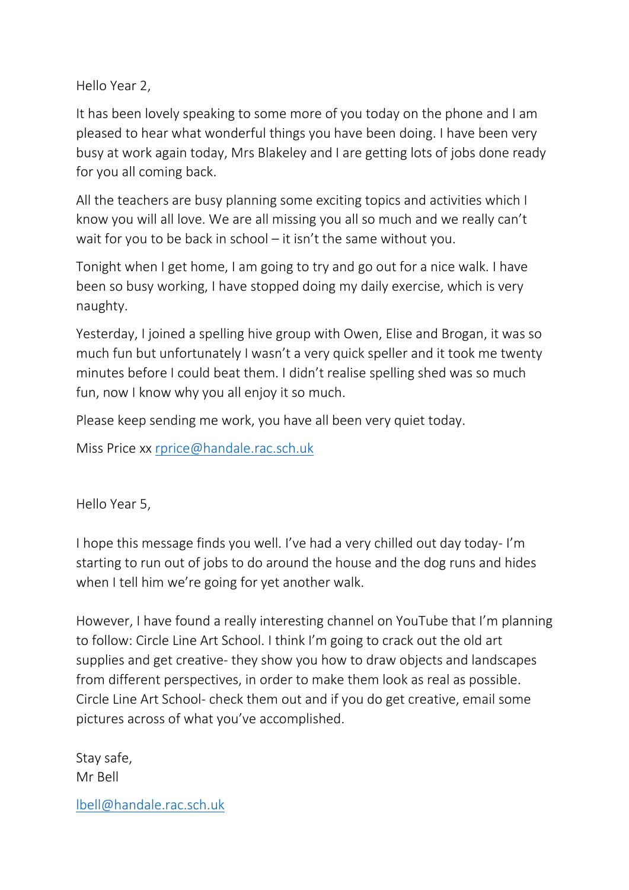Hello Year 2,

It has been lovely speaking to some more of you today on the phone and I am pleased to hear what wonderful things you have been doing. I have been very busy at work again today, Mrs Blakeley and I are getting lots of jobs done ready for you all coming back.

All the teachers are busy planning some exciting topics and activities which I know you will all love. We are all missing you all so much and we really can't wait for you to be back in school – it isn't the same without you.

Tonight when I get home, I am going to try and go out for a nice walk. I have been so busy working, I have stopped doing my daily exercise, which is very naughty.

Yesterday, I joined a spelling hive group with Owen, Elise and Brogan, it was so much fun but unfortunately I wasn't a very quick speller and it took me twenty minutes before I could beat them. I didn't realise spelling shed was so much fun, now I know why you all enjoy it so much.

Please keep sending me work, you have all been very quiet today.

Miss Price xx rprice@handale.rac.sch.uk

Hello Year 5,

I hope this message finds you well. I've had a very chilled out day today- I'm starting to run out of jobs to do around the house and the dog runs and hides when I tell him we're going for yet another walk.

However, I have found a really interesting channel on YouTube that I'm planning to follow: Circle Line Art School. I think I'm going to crack out the old art supplies and get creative- they show you how to draw objects and landscapes from different perspectives, in order to make them look as real as possible. Circle Line Art School- check them out and if you do get creative, email some pictures across of what you've accomplished.

Stay safe,
Mr Bell

lbell@handale.rac.sch.uk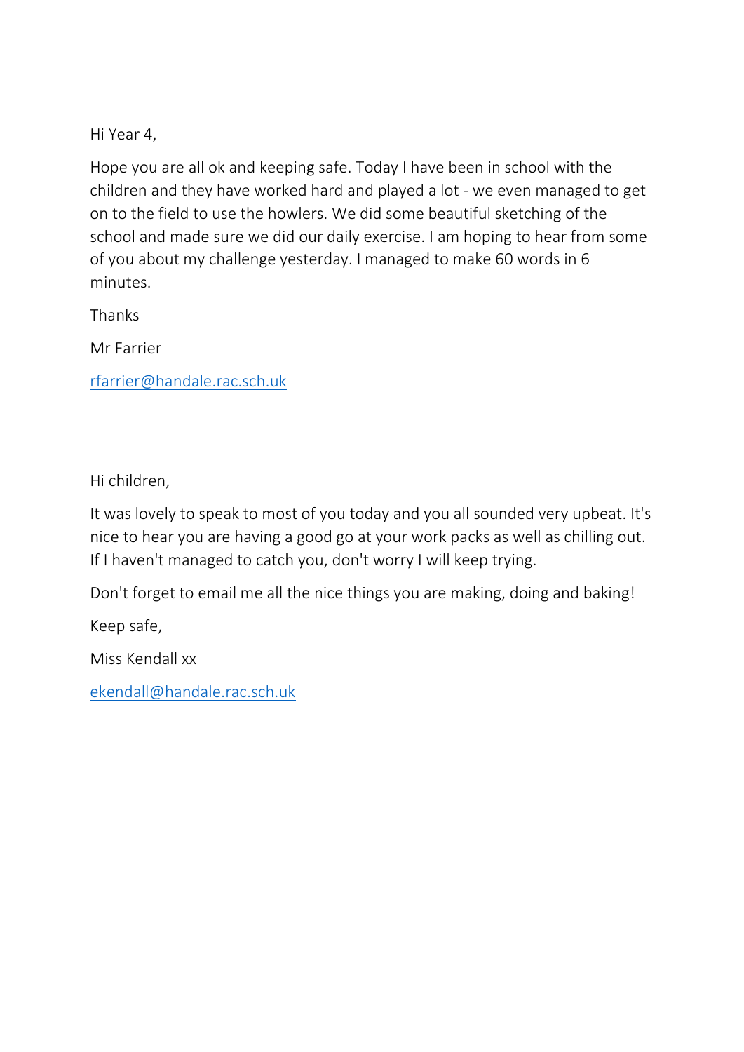Hi Year 4,

Hope you are all ok and keeping safe. Today I have been in school with the children and they have worked hard and played a lot - we even managed to get on to the field to use the howlers. We did some beautiful sketching of the school and made sure we did our daily exercise. I am hoping to hear from some of you about my challenge yesterday. I managed to make 60 words in 6 minutes.

Thanks

Mr Farrier

rfarrier@handale.rac.sch.uk

Hi children,

It was lovely to speak to most of you today and you all sounded very upbeat. It's nice to hear you are having a good go at your work packs as well as chilling out. If I haven't managed to catch you, don't worry I will keep trying.

Don't forget to email me all the nice things you are making, doing and baking!

Keep safe,

Miss Kendall xx

ekendall@handale.rac.sch.uk